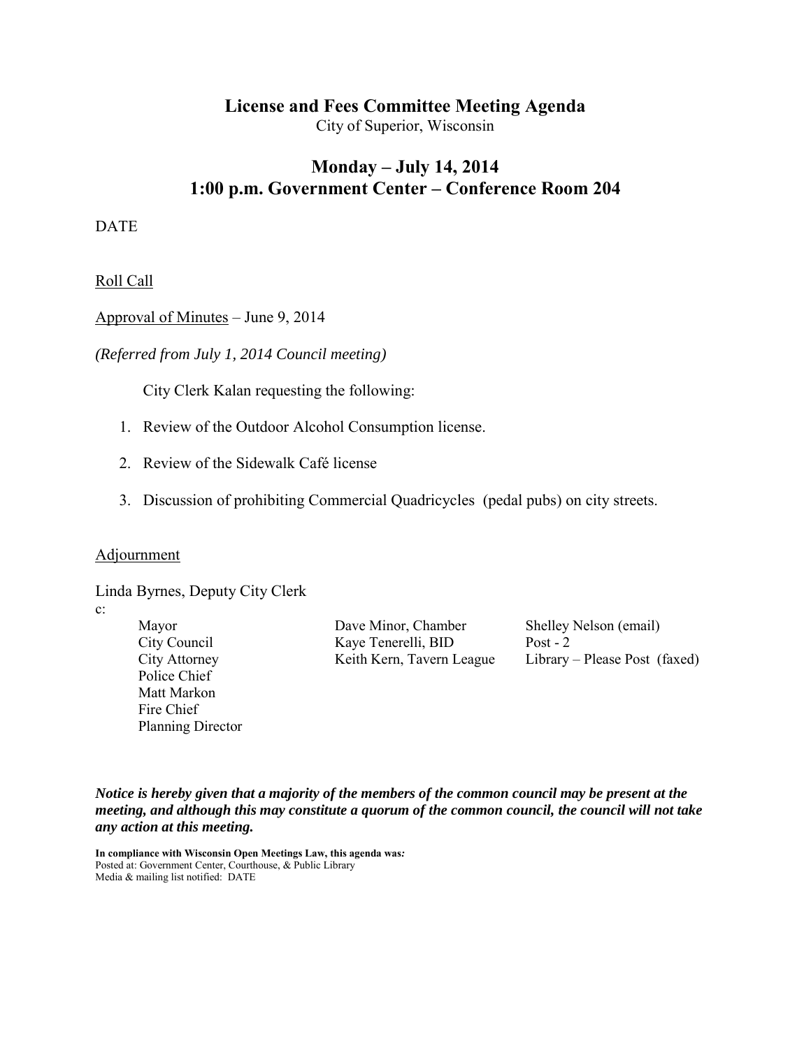# License and Fees Committee Meeting Agenda

City of Superior, Wisconsin

## Monday – July 14, 2014
## 1:00 p.m. Government Center – Conference Room 204

DATE

Roll Call

Approval of Minutes – June 9, 2014

*(Referred from July 1, 2014 Council meeting)*

City Clerk Kalan requesting the following:

1. Review of the Outdoor Alcohol Consumption license.
2. Review of the Sidewalk Café license
3. Discussion of prohibiting Commercial Quadricycles (pedal pubs) on city streets.

Adjournment

Linda Byrnes, Deputy City Clerk

c:

Mayor
City Council
City Attorney
Police Chief
Matt Markon
Fire Chief
Planning Director

Dave Minor, Chamber
Kaye Tenerelli, BID
Keith Kern, Tavern League

Shelley Nelson (email)
Post - 2
Library – Please Post (faxed)

***Notice is hereby given that a majority of the members of the common council may be present at the meeting, and although this may constitute a quorum of the common council, the council will not take any action at this meeting.***

**In compliance with Wisconsin Open Meetings Law, this agenda was*:***
Posted at: Government Center, Courthouse, & Public Library
Media & mailing list notified: DATE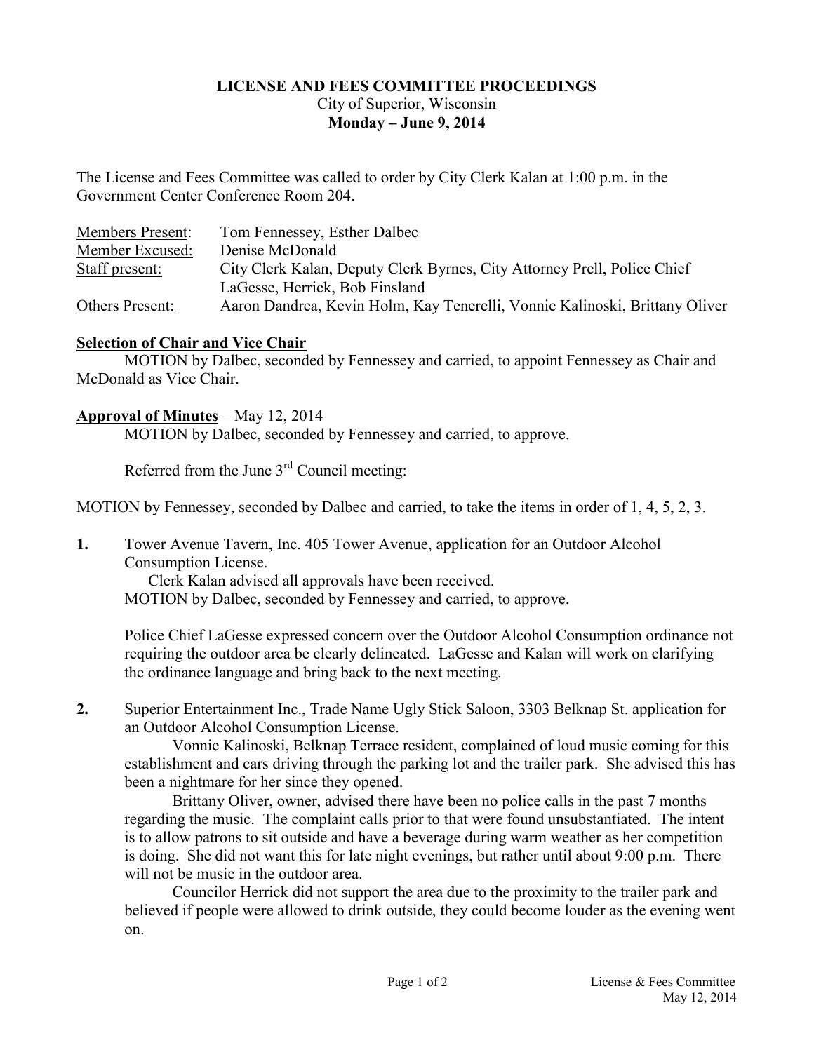**LICENSE AND FEES COMMITTEE PROCEEDINGS**
City of Superior, Wisconsin
**Monday – June 9, 2014**

The License and Fees Committee was called to order by City Clerk Kalan at 1:00 p.m. in the Government Center Conference Room 204.

| | |
|---|---|
| Members Present: | Tom Fennessey, Esther Dalbec |
| Member Excused: | Denise McDonald |
| Staff present: | City Clerk Kalan, Deputy Clerk Byrnes, City Attorney Prell, Police Chief LaGesse, Herrick, Bob Finsland |
| Others Present: | Aaron Dandrea, Kevin Holm, Kay Tenerelli, Vonnie Kalinoski, Brittany Oliver |

**Selection of Chair and Vice Chair**

MOTION by Dalbec, seconded by Fennessey and carried, to appoint Fennessey as Chair and McDonald as Vice Chair.

**Approval of Minutes** – May 12, 2014

MOTION by Dalbec, seconded by Fennessey and carried, to approve.

Referred from the June 3rd Council meeting:

MOTION by Fennessey, seconded by Dalbec and carried, to take the items in order of 1, 4, 5, 2, 3.

**1.** Tower Avenue Tavern, Inc. 405 Tower Avenue, application for an Outdoor Alcohol Consumption License.

Clerk Kalan advised all approvals have been received.
MOTION by Dalbec, seconded by Fennessey and carried, to approve.

Police Chief LaGesse expressed concern over the Outdoor Alcohol Consumption ordinance not requiring the outdoor area be clearly delineated. LaGesse and Kalan will work on clarifying the ordinance language and bring back to the next meeting.

**2.** Superior Entertainment Inc., Trade Name Ugly Stick Saloon, 3303 Belknap St. application for an Outdoor Alcohol Consumption License.

Vonnie Kalinoski, Belknap Terrace resident, complained of loud music coming for this establishment and cars driving through the parking lot and the trailer park. She advised this has been a nightmare for her since they opened.

Brittany Oliver, owner, advised there have been no police calls in the past 7 months regarding the music. The complaint calls prior to that were found unsubstantiated. The intent is to allow patrons to sit outside and have a beverage during warm weather as her competition is doing. She did not want this for late night evenings, but rather until about 9:00 p.m. There will not be music in the outdoor area.

Councilor Herrick did not support the area due to the proximity to the trailer park and believed if people were allowed to drink outside, they could become louder as the evening went on.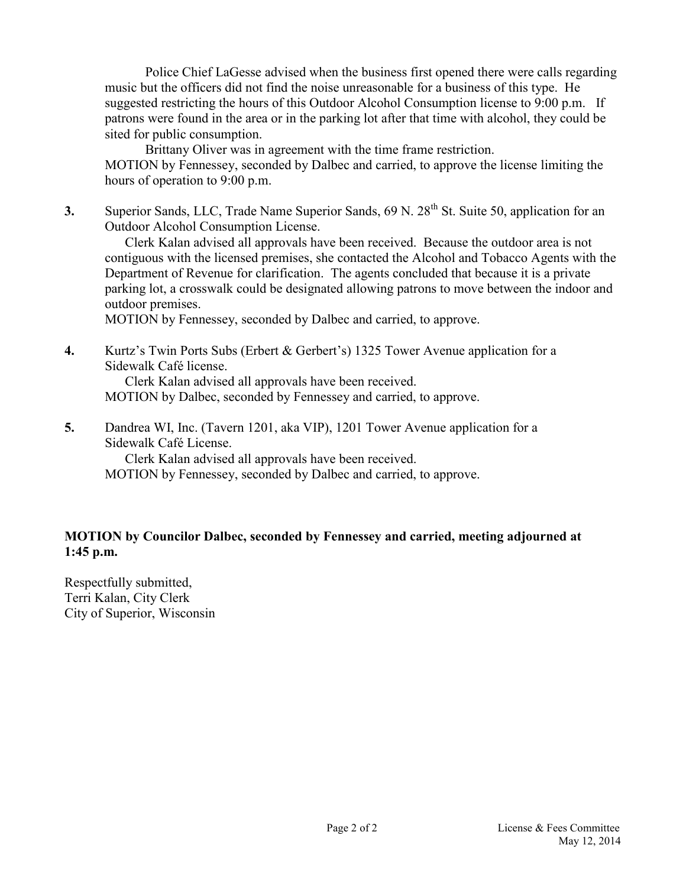Police Chief LaGesse advised when the business first opened there were calls regarding music but the officers did not find the noise unreasonable for a business of this type. He suggested restricting the hours of this Outdoor Alcohol Consumption license to 9:00 p.m. If patrons were found in the area or in the parking lot after that time with alcohol, they could be sited for public consumption.

Brittany Oliver was in agreement with the time frame restriction.

MOTION by Fennessey, seconded by Dalbec and carried, to approve the license limiting the hours of operation to 9:00 p.m.

**3.** Superior Sands, LLC, Trade Name Superior Sands, 69 N. 28th St. Suite 50, application for an Outdoor Alcohol Consumption License.

Clerk Kalan advised all approvals have been received. Because the outdoor area is not contiguous with the licensed premises, she contacted the Alcohol and Tobacco Agents with the Department of Revenue for clarification. The agents concluded that because it is a private parking lot, a crosswalk could be designated allowing patrons to move between the indoor and outdoor premises.

MOTION by Fennessey, seconded by Dalbec and carried, to approve.

**4.** Kurtz's Twin Ports Subs (Erbert & Gerbert's) 1325 Tower Avenue application for a Sidewalk Café license.

Clerk Kalan advised all approvals have been received.

MOTION by Dalbec, seconded by Fennessey and carried, to approve.

**5.** Dandrea WI, Inc. (Tavern 1201, aka VIP), 1201 Tower Avenue application for a Sidewalk Café License.

Clerk Kalan advised all approvals have been received.

MOTION by Fennessey, seconded by Dalbec and carried, to approve.

**MOTION by Councilor Dalbec, seconded by Fennessey and carried, meeting adjourned at 1:45 p.m.**

Respectfully submitted,
Terri Kalan, City Clerk
City of Superior, Wisconsin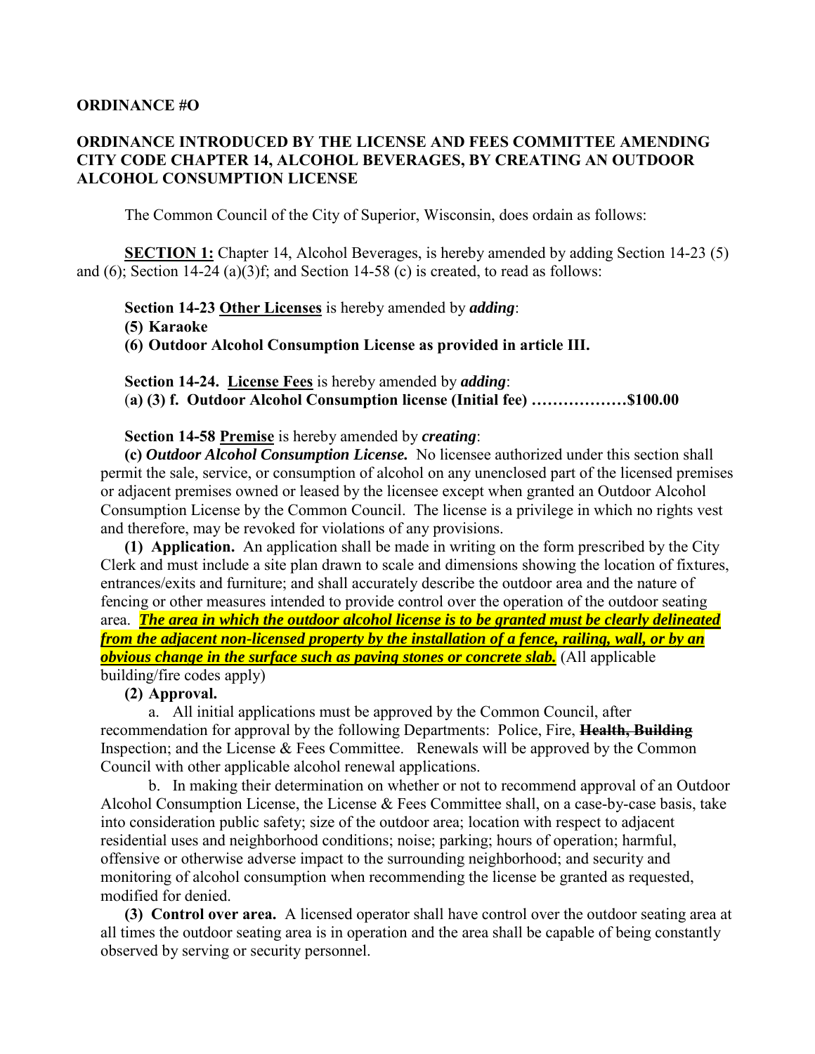**ORDINANCE #O**

**ORDINANCE INTRODUCED BY THE LICENSE AND FEES COMMITTEE AMENDING CITY CODE CHAPTER 14, ALCOHOL BEVERAGES, BY CREATING AN OUTDOOR ALCOHOL CONSUMPTION LICENSE**

The Common Council of the City of Superior, Wisconsin, does ordain as follows:

**<u>SECTION 1:</u>** Chapter 14, Alcohol Beverages, is hereby amended by adding Section 14-23 (5) and (6); Section 14-24 (a)(3)f; and Section 14-58 (c) is created, to read as follows:

**Section 14-23 <u>Other Licenses</u>** is hereby amended by ***adding***:
**(5) Karaoke**
**(6) Outdoor Alcohol Consumption License as provided in article III.**

**Section 14-24. <u>License Fees</u>** is hereby amended by ***adding***:
(**a) (3) f. Outdoor Alcohol Consumption license (Initial fee) ………………$100.00**

**Section 14-58 <u>Premise</u>** is hereby amended by ***creating***:

**(c)** ***Outdoor Alcohol Consumption License.*** No licensee authorized under this section shall permit the sale, service, or consumption of alcohol on any unenclosed part of the licensed premises or adjacent premises owned or leased by the licensee except when granted an Outdoor Alcohol Consumption License by the Common Council. The license is a privilege in which no rights vest and therefore, may be revoked for violations of any provisions.

**(1) Application.** An application shall be made in writing on the form prescribed by the City Clerk and must include a site plan drawn to scale and dimensions showing the location of fixtures, entrances/exits and furniture; and shall accurately describe the outdoor area and the nature of fencing or other measures intended to provide control over the operation of the outdoor seating area. ***<u>The area in which the outdoor alcohol license is to be granted must be clearly delineated from the adjacent non-licensed property by the installation of a fence, railing, wall, or by an obvious change in the surface such as paving stones or concrete slab.</u>*** (All applicable building/fire codes apply)

**(2) Approval.**

a. All initial applications must be approved by the Common Council, after recommendation for approval by the following Departments: Police, Fire, ~~**Health, Building**~~ Inspection; and the License & Fees Committee. Renewals will be approved by the Common Council with other applicable alcohol renewal applications.

b. In making their determination on whether or not to recommend approval of an Outdoor Alcohol Consumption License, the License & Fees Committee shall, on a case-by-case basis, take into consideration public safety; size of the outdoor area; location with respect to adjacent residential uses and neighborhood conditions; noise; parking; hours of operation; harmful, offensive or otherwise adverse impact to the surrounding neighborhood; and security and monitoring of alcohol consumption when recommending the license be granted as requested, modified for denied.

**(3) Control over area.** A licensed operator shall have control over the outdoor seating area at all times the outdoor seating area is in operation and the area shall be capable of being constantly observed by serving or security personnel.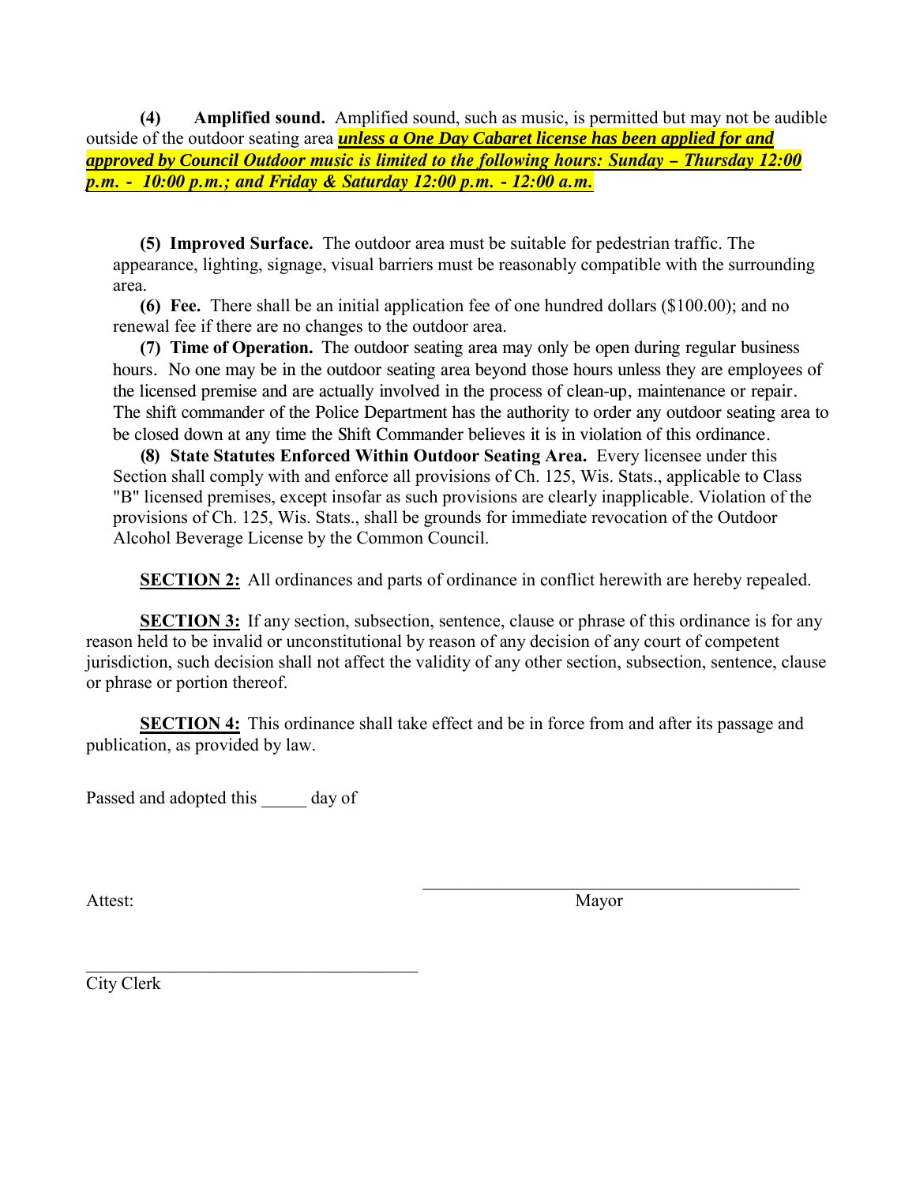**(4) Amplified sound.** Amplified sound, such as music, is permitted but may not be audible outside of the outdoor seating area ***unless a One Day Cabaret license has been applied for and approved by Council Outdoor music is limited to the following hours: Sunday – Thursday 12:00 p.m. - 10:00 p.m.; and Friday & Saturday 12:00 p.m. - 12:00 a.m.***

**(5) Improved Surface.** The outdoor area must be suitable for pedestrian traffic. The appearance, lighting, signage, visual barriers must be reasonably compatible with the surrounding area.

**(6) Fee.** There shall be an initial application fee of one hundred dollars ($100.00); and no renewal fee if there are no changes to the outdoor area.

**(7) Time of Operation.** The outdoor seating area may only be open during regular business hours. No one may be in the outdoor seating area beyond those hours unless they are employees of the licensed premise and are actually involved in the process of clean-up, maintenance or repair. The shift commander of the Police Department has the authority to order any outdoor seating area to be closed down at any time the Shift Commander believes it is in violation of this ordinance.

**(8) State Statutes Enforced Within Outdoor Seating Area.** Every licensee under this Section shall comply with and enforce all provisions of Ch. 125, Wis. Stats., applicable to Class "B" licensed premises, except insofar as such provisions are clearly inapplicable. Violation of the provisions of Ch. 125, Wis. Stats., shall be grounds for immediate revocation of the Outdoor Alcohol Beverage License by the Common Council.

**SECTION 2:** All ordinances and parts of ordinance in conflict herewith are hereby repealed.

**SECTION 3:** If any section, subsection, sentence, clause or phrase of this ordinance is for any reason held to be invalid or unconstitutional by reason of any decision of any court of competent jurisdiction, such decision shall not affect the validity of any other section, subsection, sentence, clause or phrase or portion thereof.

**SECTION 4:** This ordinance shall take effect and be in force from and after its passage and publication, as provided by law.

Passed and adopted this _____ day of

Attest: \_\_\_\_\_\_\_\_\_\_\_\_\_\_\_\_\_\_\_\_\_\_\_\_\_\_\_\_\_\_\_\_\_\_\_\_\_\_\_\_\_\_\_\_
Mayor

\_\_\_\_\_\_\_\_\_\_\_\_\_\_\_\_\_\_\_\_\_\_\_\_\_\_\_\_\_\_\_\_\_\_\_\_\_\_
City Clerk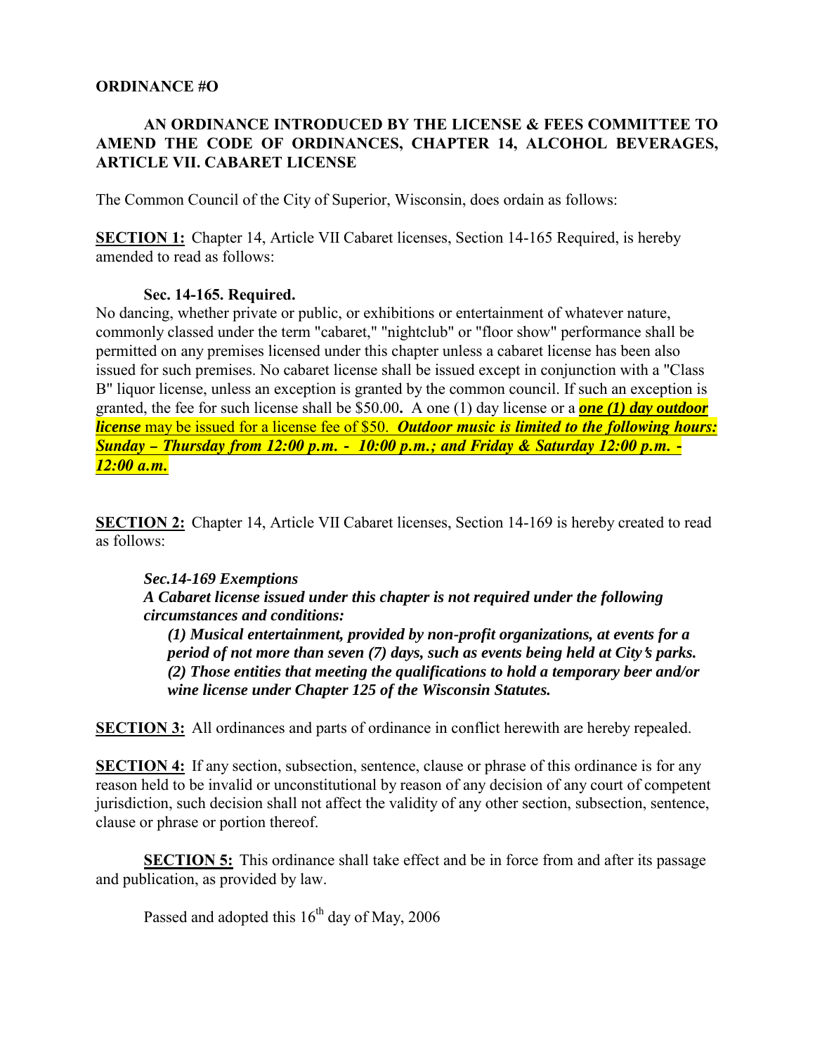**ORDINANCE #O**

**AN ORDINANCE INTRODUCED BY THE LICENSE & FEES COMMITTEE TO AMEND THE CODE OF ORDINANCES, CHAPTER 14, ALCOHOL BEVERAGES, ARTICLE VII. CABARET LICENSE**

The Common Council of the City of Superior, Wisconsin, does ordain as follows:

**SECTION 1:** Chapter 14, Article VII Cabaret licenses, Section 14-165 Required, is hereby amended to read as follows:

**Sec. 14-165. Required.**

No dancing, whether private or public, or exhibitions or entertainment of whatever nature, commonly classed under the term "cabaret," "nightclub" or "floor show" performance shall be permitted on any premises licensed under this chapter unless a cabaret license has been also issued for such premises. No cabaret license shall be issued except in conjunction with a "Class B" liquor license, unless an exception is granted by the common council. If such an exception is granted, the fee for such license shall be $50.00**.** A one (1) day license or a ***one (1) day outdoor license*** may be issued for a license fee of $50. ***Outdoor music is limited to the following hours: Sunday – Thursday from 12:00 p.m. - 10:00 p.m.; and Friday & Saturday 12:00 p.m. - 12:00 a.m.***

**SECTION 2:** Chapter 14, Article VII Cabaret licenses, Section 14-169 is hereby created to read as follows:

***Sec.14-169 Exemptions***

***A Cabaret license issued under this chapter is not required under the following circumstances and conditions:***

***(1) Musical entertainment, provided by non-profit organizations, at events for a period of not more than seven (7) days, such as events being held at City's parks.***

***(2) Those entities that meeting the qualifications to hold a temporary beer and/or wine license under Chapter 125 of the Wisconsin Statutes.***

**SECTION 3:** All ordinances and parts of ordinance in conflict herewith are hereby repealed.

**SECTION 4:** If any section, subsection, sentence, clause or phrase of this ordinance is for any reason held to be invalid or unconstitutional by reason of any decision of any court of competent jurisdiction, such decision shall not affect the validity of any other section, subsection, sentence, clause or phrase or portion thereof.

**SECTION 5:** This ordinance shall take effect and be in force from and after its passage and publication, as provided by law.

Passed and adopted this 16th day of May, 2006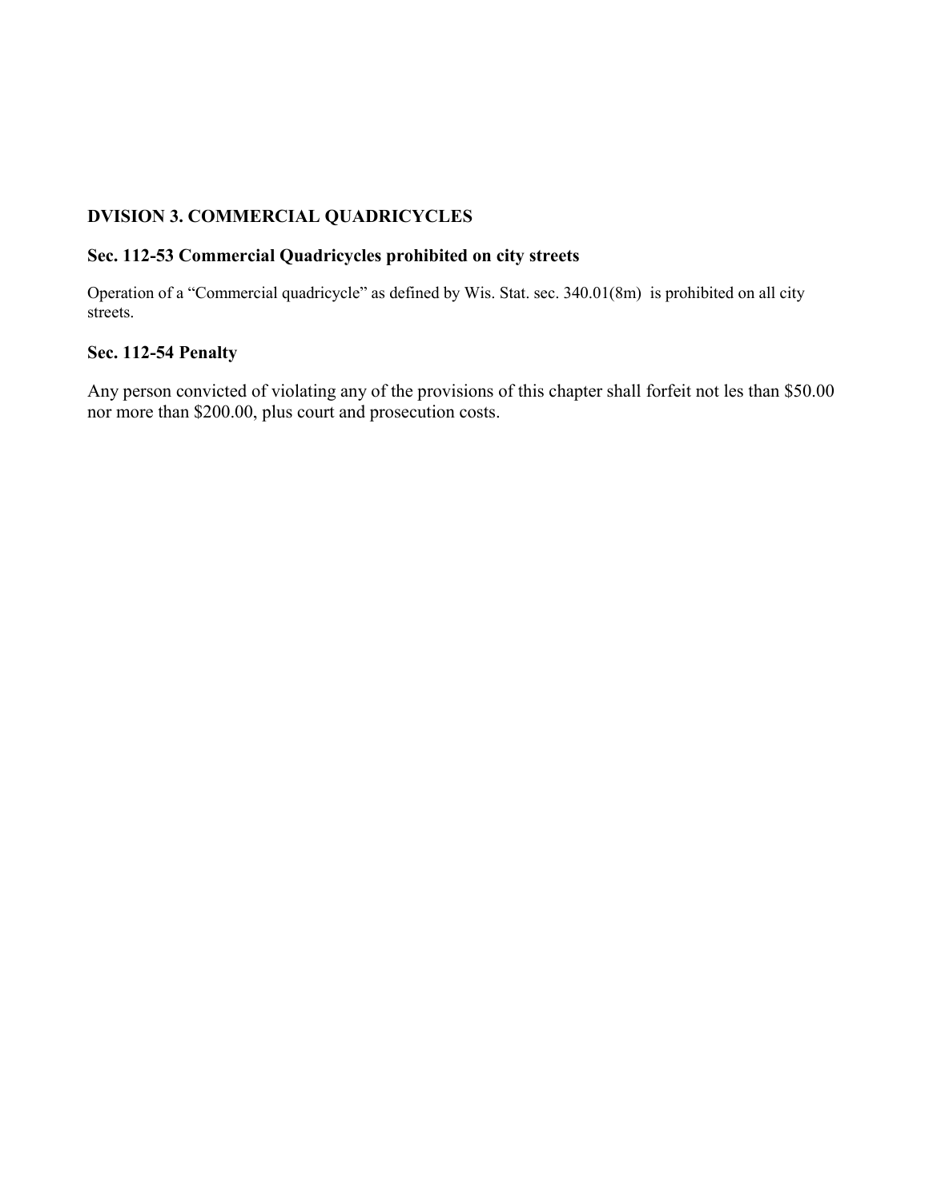### DVISION 3. COMMERCIAL QUADRICYCLES

### Sec. 112-53 Commercial Quadricycles prohibited on city streets

Operation of a "Commercial quadricycle" as defined by Wis. Stat. sec. 340.01(8m) is prohibited on all city streets.

### Sec. 112-54 Penalty

Any person convicted of violating any of the provisions of this chapter shall forfeit not les than $50.00 nor more than $200.00, plus court and prosecution costs.